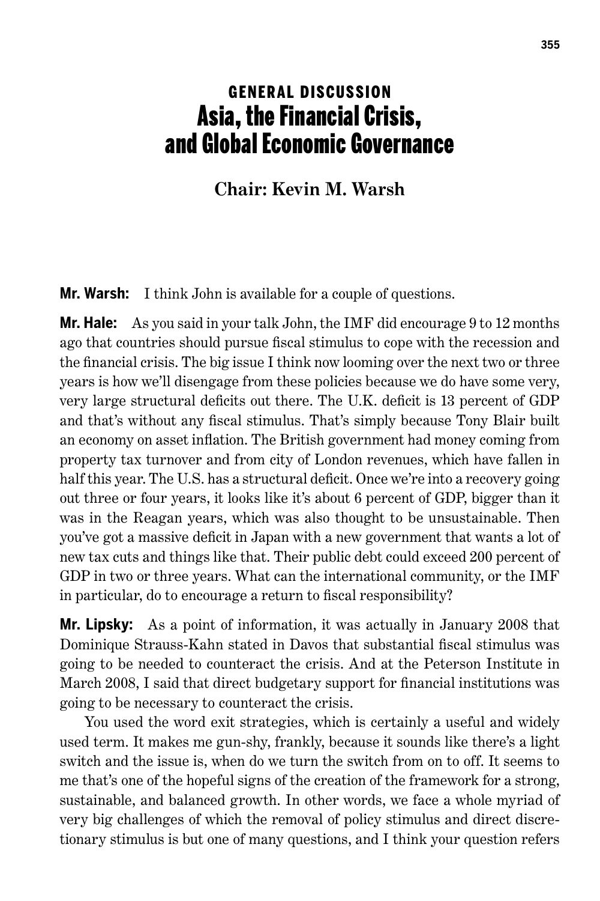# GENERAL DISCUSSION
# Asia, the Financial Crisis, and Global Economic Governance

## Chair: Kevin M. Warsh

**Mr. Warsh:** I think John is available for a couple of questions.

**Mr. Hale:** As you said in your talk John, the IMF did encourage 9 to 12 months ago that countries should pursue fiscal stimulus to cope with the recession and the financial crisis. The big issue I think now looming over the next two or three years is how we'll disengage from these policies because we do have some very, very large structural deficits out there. The U.K. deficit is 13 percent of GDP and that's without any fiscal stimulus. That's simply because Tony Blair built an economy on asset inflation. The British government had money coming from property tax turnover and from city of London revenues, which have fallen in half this year. The U.S. has a structural deficit. Once we're into a recovery going out three or four years, it looks like it's about 6 percent of GDP, bigger than it was in the Reagan years, which was also thought to be unsustainable. Then you've got a massive deficit in Japan with a new government that wants a lot of new tax cuts and things like that. Their public debt could exceed 200 percent of GDP in two or three years. What can the international community, or the IMF in particular, do to encourage a return to fiscal responsibility?

**Mr. Lipsky:** As a point of information, it was actually in January 2008 that Dominique Strauss-Kahn stated in Davos that substantial fiscal stimulus was going to be needed to counteract the crisis. And at the Peterson Institute in March 2008, I said that direct budgetary support for financial institutions was going to be necessary to counteract the crisis.

You used the word exit strategies, which is certainly a useful and widely used term. It makes me gun-shy, frankly, because it sounds like there's a light switch and the issue is, when do we turn the switch from on to off. It seems to me that's one of the hopeful signs of the creation of the framework for a strong, sustainable, and balanced growth. In other words, we face a whole myriad of very big challenges of which the removal of policy stimulus and direct discretionary stimulus is but one of many questions, and I think your question refers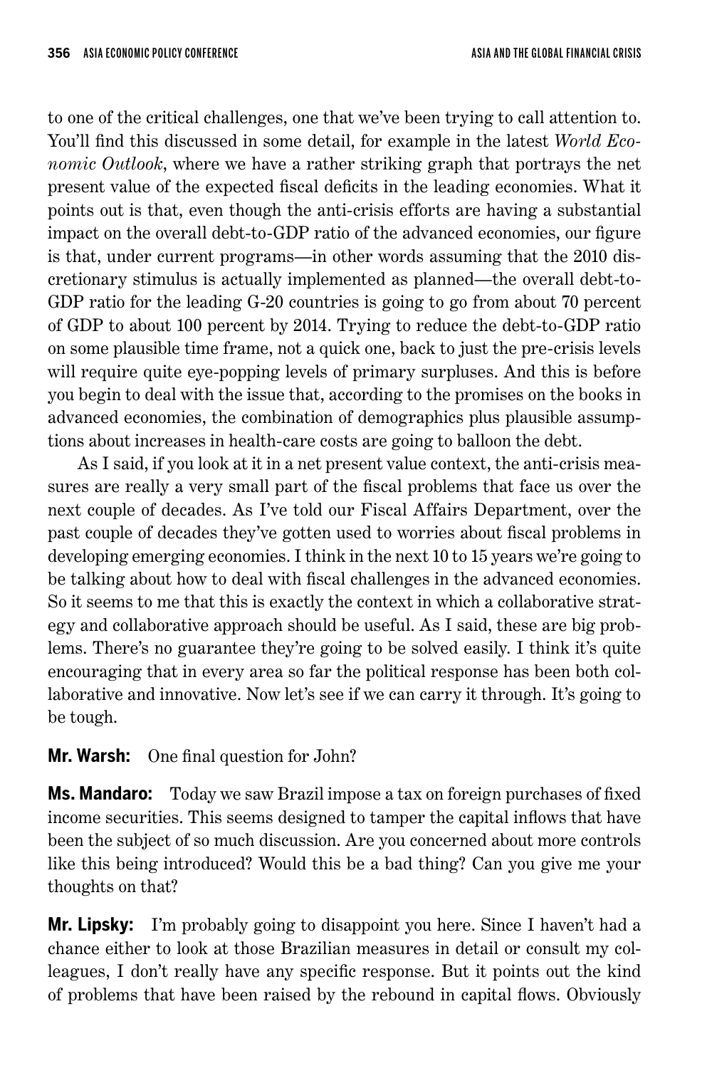to one of the critical challenges, one that we've been trying to call attention to. You'll find this discussed in some detail, for example in the latest *World Economic Outlook*, where we have a rather striking graph that portrays the net present value of the expected fiscal deficits in the leading economies. What it points out is that, even though the anti-crisis efforts are having a substantial impact on the overall debt-to-GDP ratio of the advanced economies, our figure is that, under current programs—in other words assuming that the 2010 discretionary stimulus is actually implemented as planned—the overall debt-to-GDP ratio for the leading G-20 countries is going to go from about 70 percent of GDP to about 100 percent by 2014. Trying to reduce the debt-to-GDP ratio on some plausible time frame, not a quick one, back to just the pre-crisis levels will require quite eye-popping levels of primary surpluses. And this is before you begin to deal with the issue that, according to the promises on the books in advanced economies, the combination of demographics plus plausible assumptions about increases in health-care costs are going to balloon the debt.

As I said, if you look at it in a net present value context, the anti-crisis measures are really a very small part of the fiscal problems that face us over the next couple of decades. As I've told our Fiscal Affairs Department, over the past couple of decades they've gotten used to worries about fiscal problems in developing emerging economies. I think in the next 10 to 15 years we're going to be talking about how to deal with fiscal challenges in the advanced economies. So it seems to me that this is exactly the context in which a collaborative strategy and collaborative approach should be useful. As I said, these are big problems. There's no guarantee they're going to be solved easily. I think it's quite encouraging that in every area so far the political response has been both collaborative and innovative. Now let's see if we can carry it through. It's going to be tough.

**Mr. Warsh:** One final question for John?

**Ms. Mandaro:** Today we saw Brazil impose a tax on foreign purchases of fixed income securities. This seems designed to tamper the capital inflows that have been the subject of so much discussion. Are you concerned about more controls like this being introduced? Would this be a bad thing? Can you give me your thoughts on that?

**Mr. Lipsky:** I'm probably going to disappoint you here. Since I haven't had a chance either to look at those Brazilian measures in detail or consult my colleagues, I don't really have any specific response. But it points out the kind of problems that have been raised by the rebound in capital flows. Obviously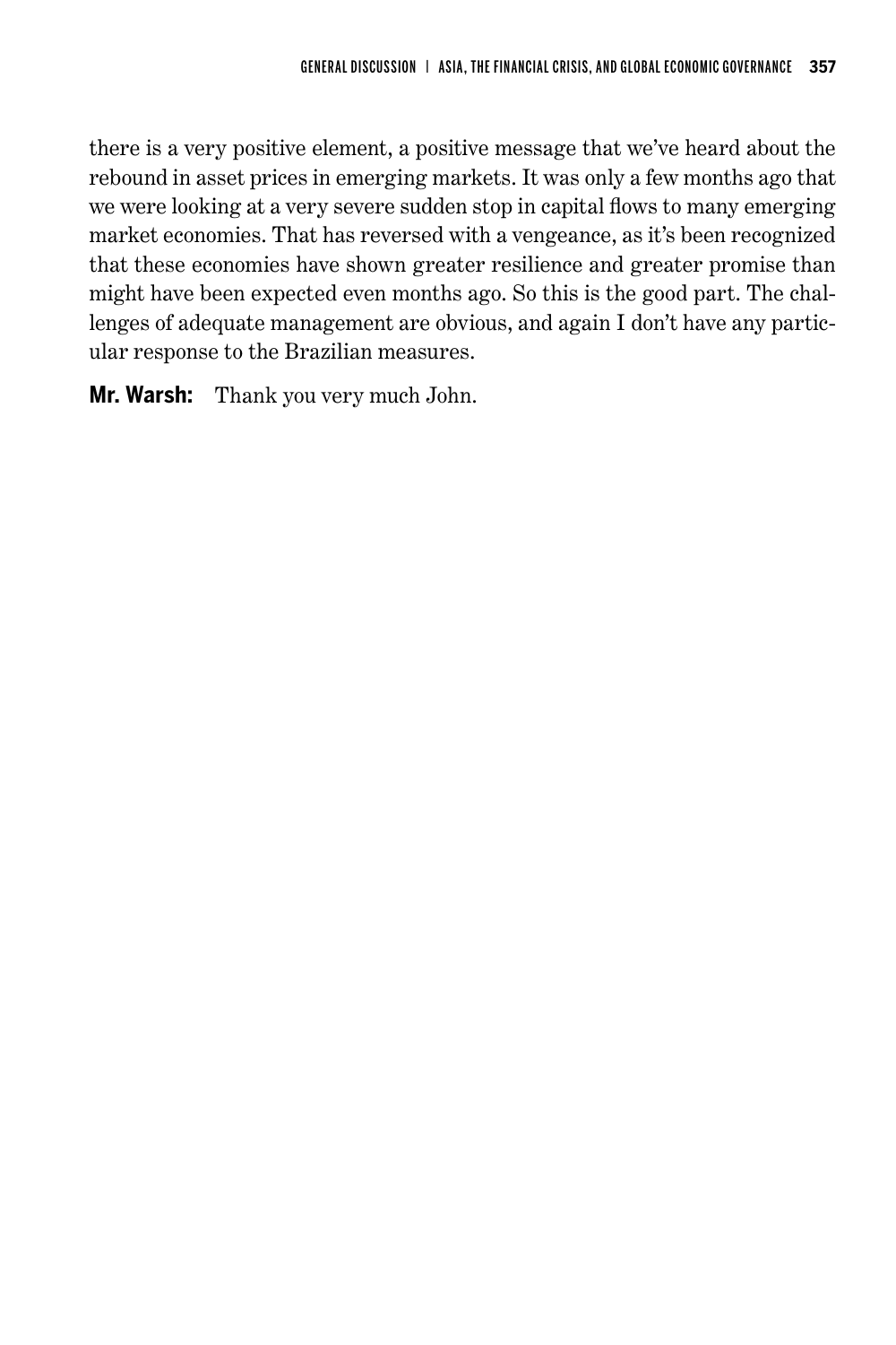there is a very positive element, a positive message that we've heard about the rebound in asset prices in emerging markets. It was only a few months ago that we were looking at a very severe sudden stop in capital flows to many emerging market economies. That has reversed with a vengeance, as it's been recognized that these economies have shown greater resilience and greater promise than might have been expected even months ago. So this is the good part. The challenges of adequate management are obvious, and again I don't have any particular response to the Brazilian measures.

**Mr. Warsh:** Thank you very much John.